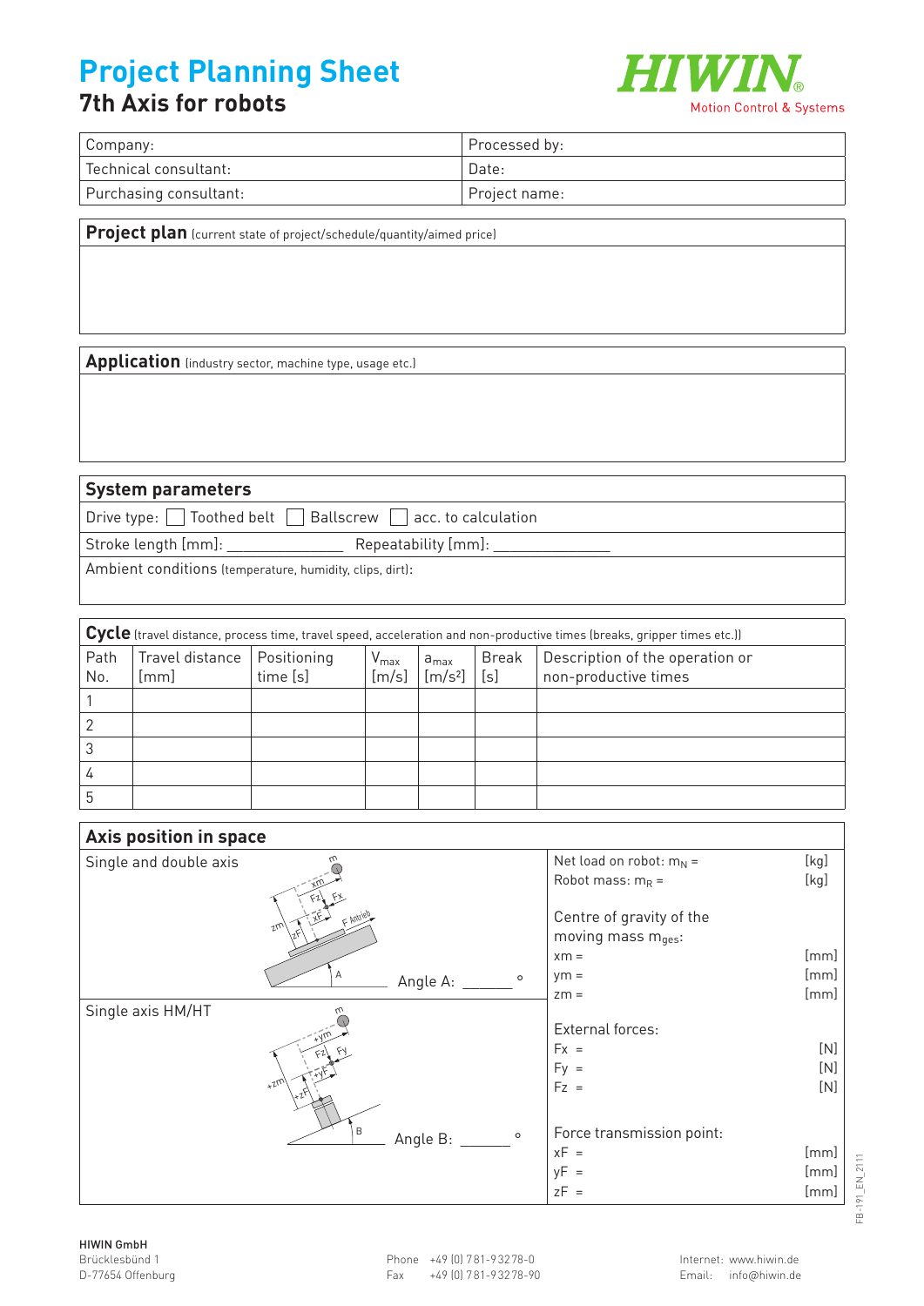# Project Planning Sheet
## 7th Axis for robots

HIWIN® Motion Control & Systems

| | |
|---|---|
| Company: | Processed by: |
| Technical consultant: | Date: |
| Purchasing consultant: | Project name: |

**Project plan** (current state of project/schedule/quantity/aimed price)

**Application** (industry sector, machine type, usage etc.)

**System parameters**

Drive type: ☐ Toothed belt ☐ Ballscrew ☐ acc. to calculation

Stroke length [mm]: ______________ Repeatability [mm]: ______________

Ambient conditions (temperature, humidity, clips, dirt):

**Cycle** (travel distance, process time, travel speed, acceleration and non-productive times (breaks, gripper times etc.))

| Path No. | Travel distance [mm] | Positioning time [s] | $V_{max}$ [m/s] | $a_{max}$ [m/s²] | Break [s] | Description of the operation or non-productive times |
|---|---|---|---|---|---|---|
| 1 | | | | | | |
| 2 | | | | | | |
| 3 | | | | | | |
| 4 | | | | | | |
| 5 | | | | | | |

**Axis position in space**

Single and double axis

m, xm, Fz, Fx, xF, zm, zF, F Antrieb, A

Angle A: _______ °

Single axis HM/HT

m, +ym, Fz, Fy, +yF, +zm, +zF, B

Angle B: _______ °

Net load on robot: $m_N$ = [kg]
Robot mass: $m_R$ = [kg]

Centre of gravity of the moving mass $m_{ges}$:
xm = [mm]
ym = [mm]
zm = [mm]

External forces:
Fx = [N]
Fy = [N]
Fz = [N]

Force transmission point:
xF = [mm]
yF = [mm]
zF = [mm]

FB-191_EN_2111

HIWIN GmbH
Brücklesbünd 1
D-77654 Offenburg

Phone +49 (0) 781-93278-0
Fax +49 (0) 781-93278-90

Internet: www.hiwin.de
Email: info@hiwin.de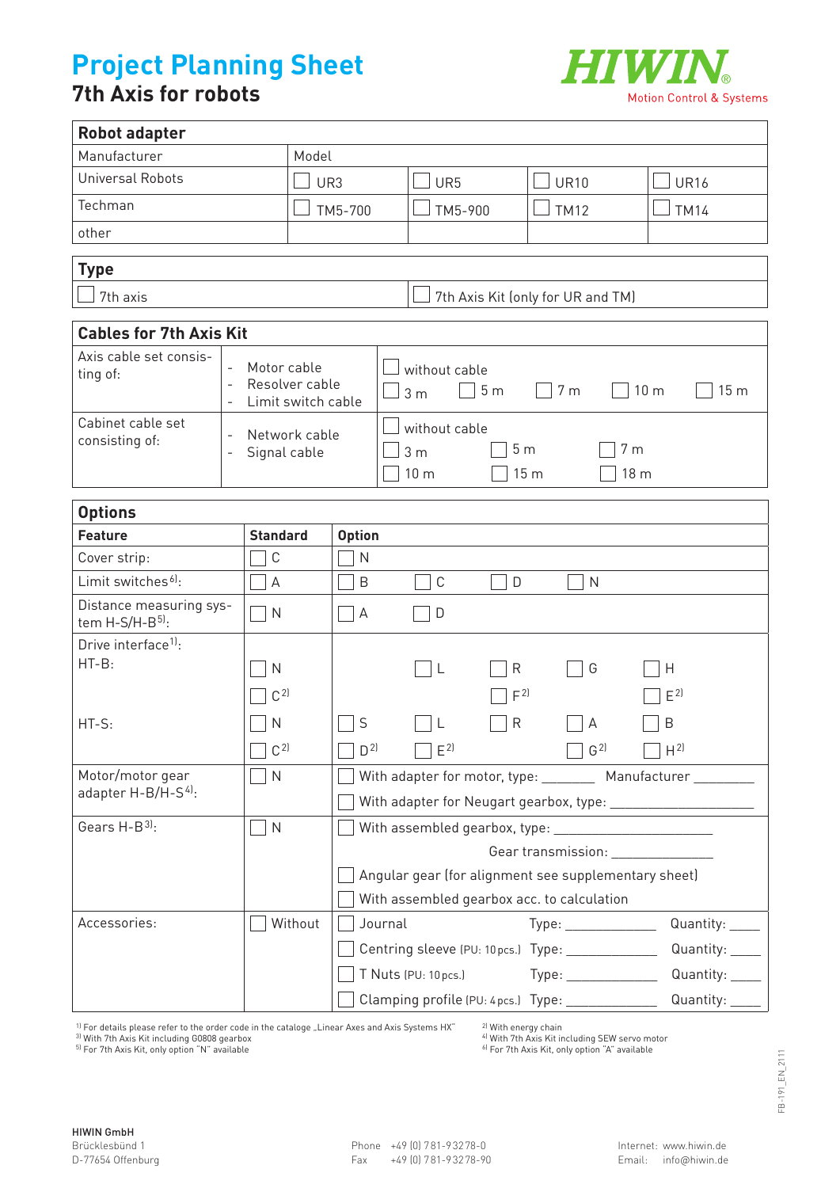# Project Planning Sheet

## 7th Axis for robots

HIWIN® Motion Control & Systems

| Robot adapter | | | | |
|---|---|---|---|---|
| Manufacturer | Model | | | |
| Universal Robots | ☐ UR3 | ☐ UR5 | ☐ UR10 | ☐ UR16 |
| Techman | ☐ TM5-700 | ☐ TM5-900 | ☐ TM12 | ☐ TM14 |
| other | | | | |

| Type | |
|---|---|
| ☐ 7th axis | ☐ 7th Axis Kit (only for UR and TM) |

| Cables for 7th Axis Kit | | |
|---|---|---|
| Axis cable set consisting of: | - Motor cable<br>- Resolver cable<br>- Limit switch cable | ☐ without cable<br>☐ 3 m ☐ 5 m ☐ 7 m ☐ 10 m ☐ 15 m |
| Cabinet cable set consisting of: | - Network cable<br>- Signal cable | ☐ without cable<br>☐ 3 m ☐ 5 m ☐ 7 m<br>☐ 10 m ☐ 15 m ☐ 18 m |

| Options | | |
|---|---|---|
| **Feature** | **Standard** | **Option** |
| Cover strip: | ☐ C | ☐ N |
| Limit switches[6]: | ☐ A | ☐ B ☐ C ☐ D ☐ N |
| Distance measuring system H-S/H-B[5]: | ☐ N | ☐ A ☐ D |
| Drive interface[1]:<br>HT-B: | ☐ N<br>☐ C[2] | ☐ L ☐ R ☐ G ☐ H<br>☐ F[2] ☐ E[2] |
| HT-S: | ☐ N<br>☐ C[2] | ☐ S ☐ L ☐ R ☐ A ☐ B<br>☐ D[2] ☐ E[2] ☐ G[2] ☐ H[2] |
| Motor/motor gear adapter H-B/H-S[4]: | ☐ N | ☐ With adapter for motor, type: _______ Manufacturer ________<br>☐ With adapter for Neugart gearbox, type: ___________________ |
| Gears H-B[3]: | ☐ N | ☐ With assembled gearbox, type: ______________________<br>Gear transmission: _____________<br>☐ Angular gear (for alignment see supplementary sheet)<br>☐ With assembled gearbox acc. to calculation |
| Accessories: | ☐ Without | ☐ Journal Type: ____________ Quantity: ____<br>☐ Centring sleeve (PU: 10 pcs.) Type: ____________ Quantity: ____<br>☐ T Nuts (PU: 10 pcs.) Type: ____________ Quantity: ____<br>☐ Clamping profile (PU: 4 pcs.) Type: ____________ Quantity: ____ |

[1] For details please refer to the order code in the catalogue „Linear Axes and Axis Systems HX"
[2] With energy chain
[3] With 7th Axis Kit including G0808 gearbox
[4] With 7th Axis Kit including SEW servo motor
[5] For 7th Axis Kit, only option "N" available
[6] For 7th Axis Kit, only option "A" available

FB-191_EN_2111

**HIWIN GmbH**
Brücklesbünd 1
D-77654 Offenburg

Phone +49 (0) 781-93278-0
Fax +49 (0) 781-93278-90

Internet: www.hiwin.de
Email: info@hiwin.de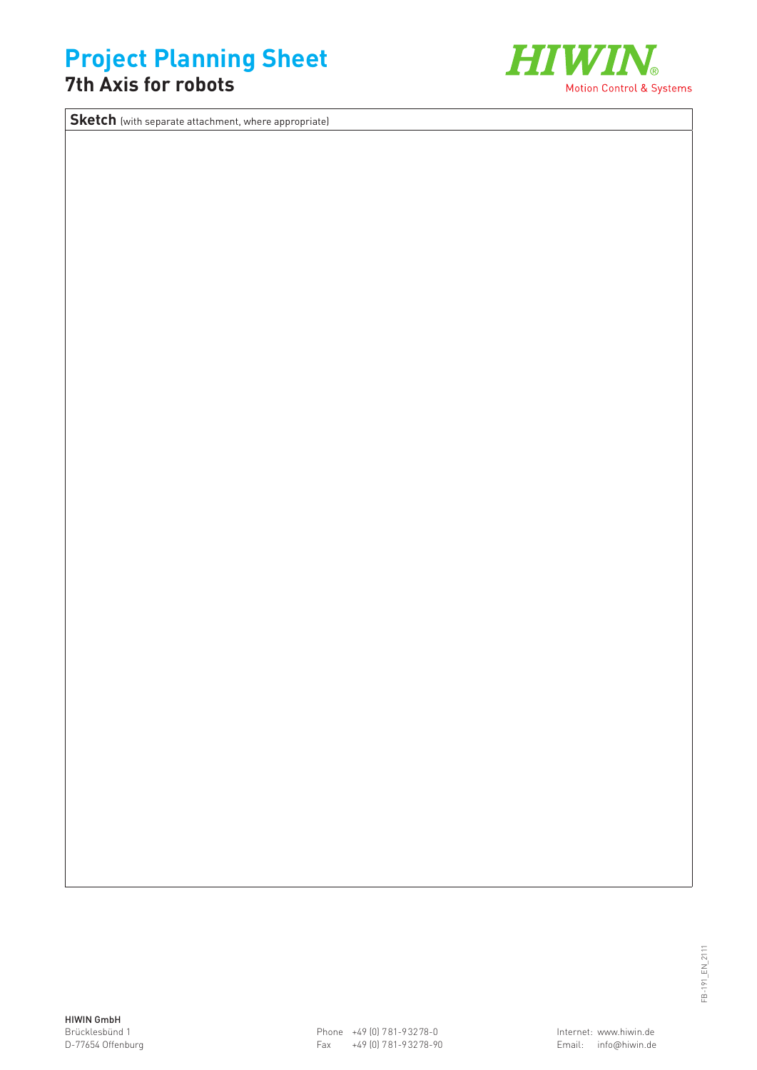# Project Planning Sheet
## 7th Axis for robots

**Sketch** (with separate attachment, where appropriate)

HIWIN GmbH
Brücklesbünd 1
D-77654 Offenburg

Phone +49 (0) 781-93278-0
Fax +49 (0) 781-93278-90

Internet: www.hiwin.de
Email: info@hiwin.de

FB-191_EN_2111